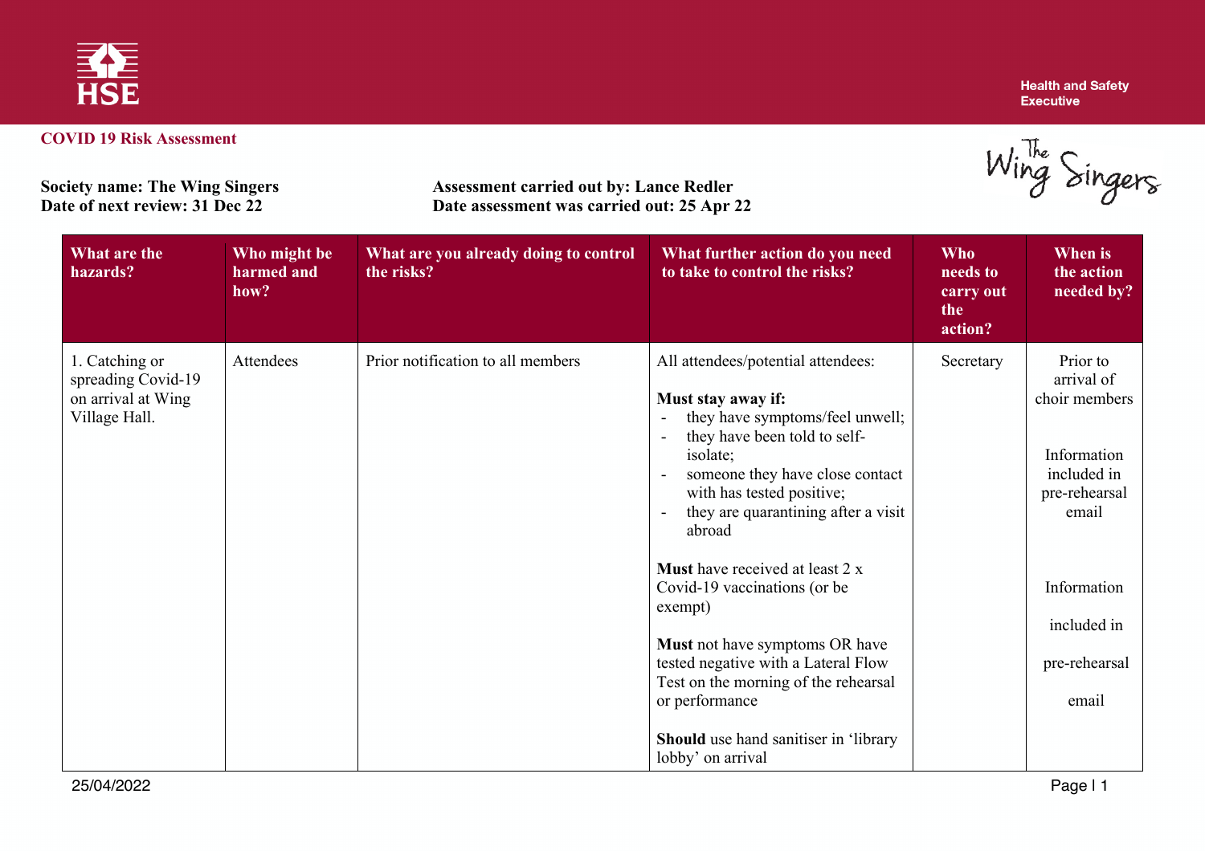**COVID 19 Risk Assessment**

**Society name: The Wing Singers**
**Date of next review: 31 Dec 22**

**Assessment carried out by: Lance Redler**
**Date assessment was carried out: 25 Apr 22**

| What are the hazards? | Who might be harmed and how? | What are you already doing to control the risks? | What further action do you need to take to control the risks? | Who needs to carry out the action? | When is the action needed by? |
|---|---|---|---|---|---|
| 1. Catching or spreading Covid-19 on arrival at Wing Village Hall. | Attendees | Prior notification to all members | All attendees/potential attendees:<br><br>**Must stay away if:**<br>- they have symptoms/feel unwell;<br>- they have been told to self-isolate;<br>- someone they have close contact with has tested positive;<br>- they are quarantining after a visit abroad<br><br>**Must** have received at least 2 x Covid-19 vaccinations (or be exempt)<br><br>**Must** not have symptoms OR have tested negative with a Lateral Flow Test on the morning of the rehearsal or performance<br><br>**Should** use hand sanitiser in 'library lobby' on arrival | Secretary | Prior to arrival of choir members<br><br>Information included in pre-rehearsal email<br><br>Information included in pre-rehearsal email |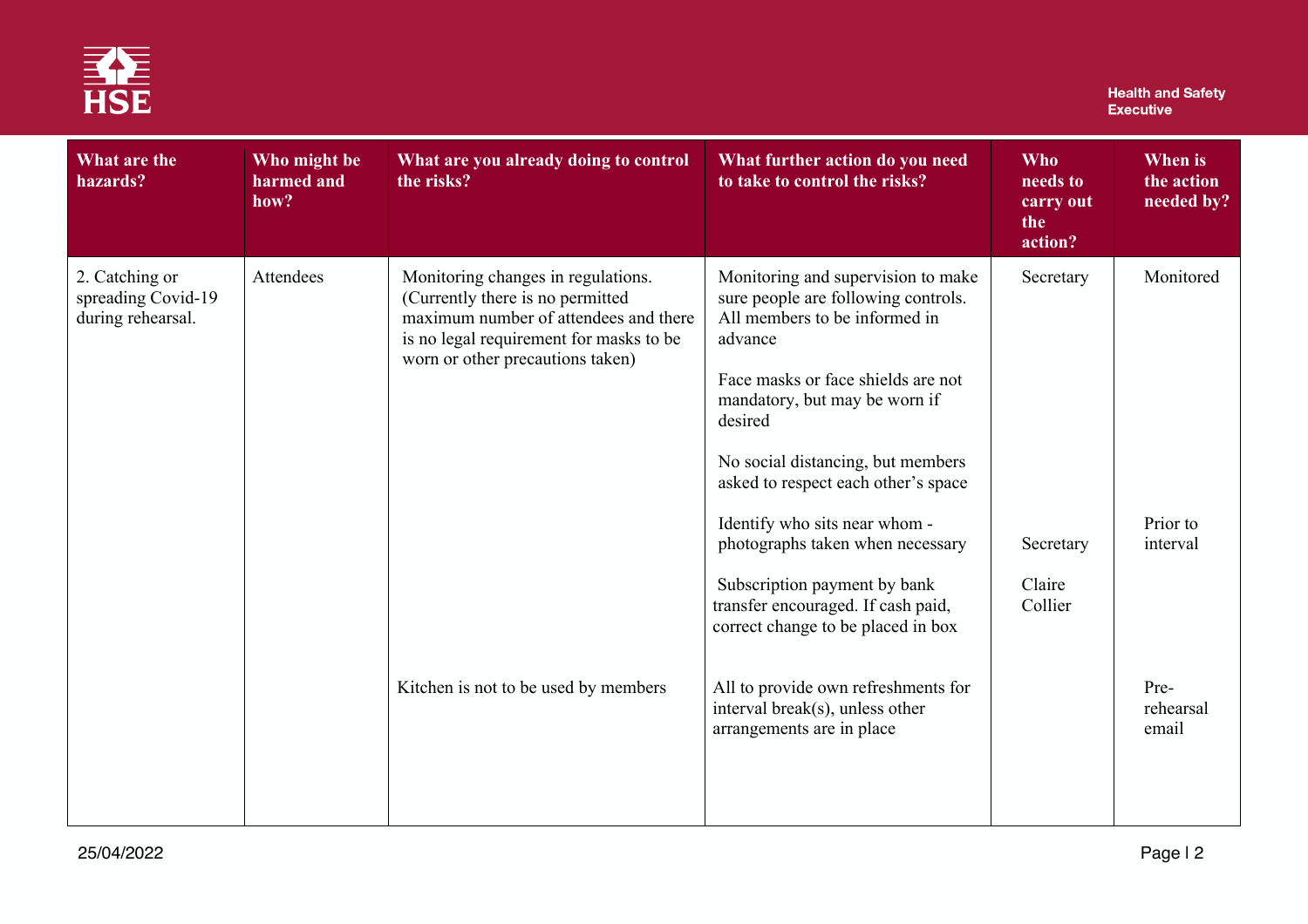| What are the hazards? | Who might be harmed and how? | What are you already doing to control the risks? | What further action do you need to take to control the risks? | Who needs to carry out the action? | When is the action needed by? |
|---|---|---|---|---|---|
| 2. Catching or spreading Covid-19 during rehearsal. | Attendees | Monitoring changes in regulations. (Currently there is no permitted maximum number of attendees and there is no legal requirement for masks to be worn or other precautions taken) | Monitoring and supervision to make sure people are following controls. All members to be informed in advance | Secretary | Monitored |
| | | | Face masks or face shields are not mandatory, but may be worn if desired | | |
| | | | No social distancing, but members asked to respect each other's space | | |
| | | | Identify who sits near whom - photographs taken when necessary | Secretary | Prior to interval |
| | | | Subscription payment by bank transfer encouraged. If cash paid, correct change to be placed in box | Claire Collier | |
| | | Kitchen is not to be used by members | All to provide own refreshments for interval break(s), unless other arrangements are in place | | Pre-rehearsal email |

25/04/2022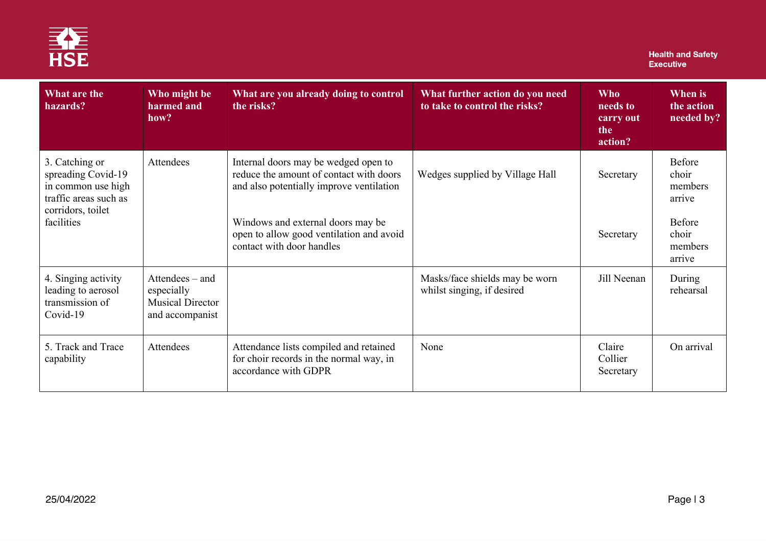| What are the hazards? | Who might be harmed and how? | What are you already doing to control the risks? | What further action do you need to take to control the risks? | Who needs to carry out the action? | When is the action needed by? |
|---|---|---|---|---|---|
| 3. Catching or spreading Covid-19 in common use high traffic areas such as corridors, toilet facilities | Attendees | Internal doors may be wedged open to reduce the amount of contact with doors and also potentially improve ventilation<br><br>Windows and external doors may be open to allow good ventilation and avoid contact with door handles | Wedges supplied by Village Hall | Secretary<br><br>Secretary | Before choir members arrive<br><br>Before choir members arrive |
| 4. Singing activity leading to aerosol transmission of Covid-19 | Attendees – and especially Musical Director and accompanist | | Masks/face shields may be worn whilst singing, if desired | Jill Neenan | During rehearsal |
| 5. Track and Trace capability | Attendees | Attendance lists compiled and retained for choir records in the normal way, in accordance with GDPR | None | Claire Collier Secretary | On arrival |

25/04/2022